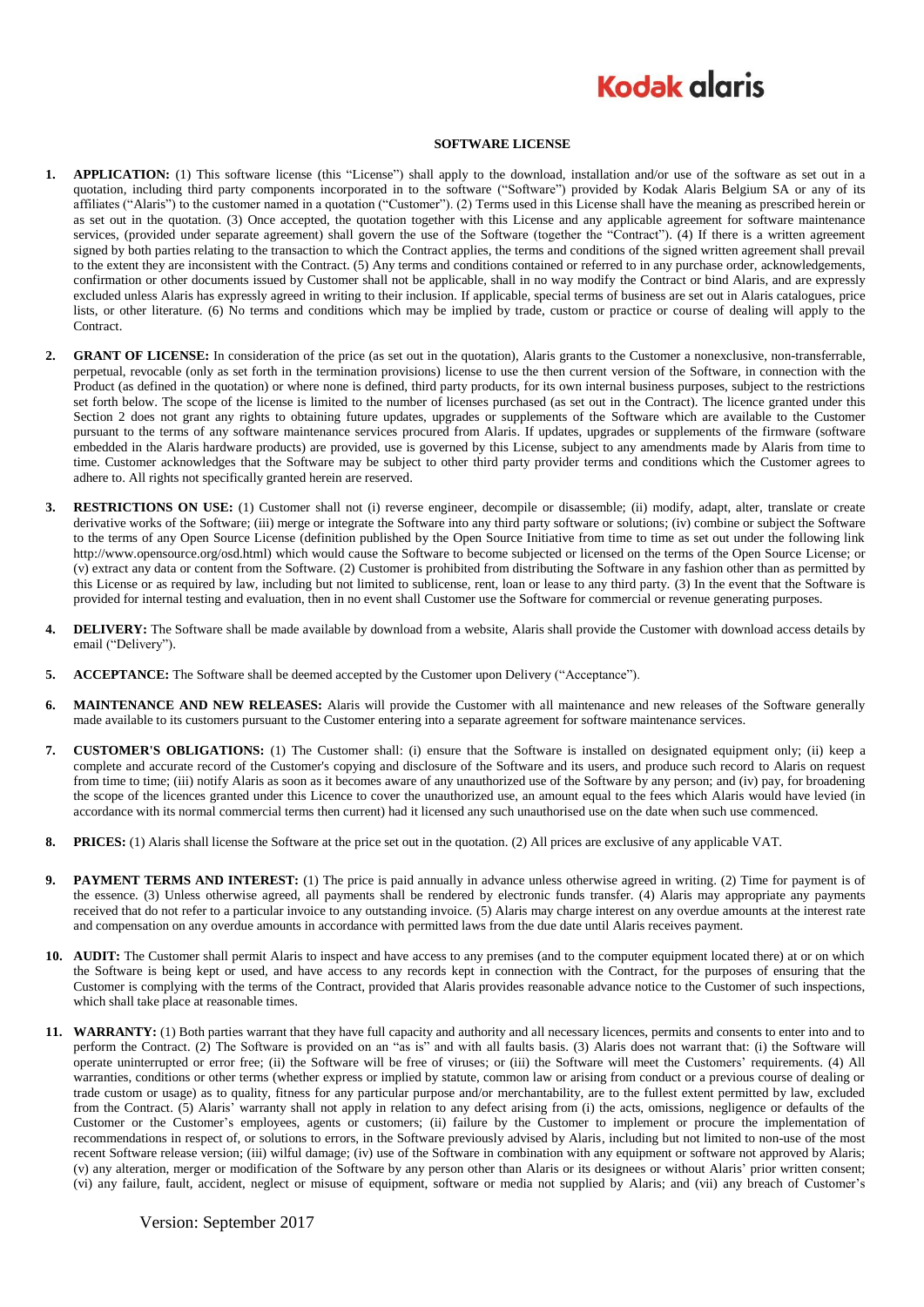# SOFTWARE LICENSE

1. **APPLICATION:** (1) This software license (this "License") shall apply to the download, installation and/or use of the software as set out in a quotation, including third party components incorporated in to the software ("Software") provided by Kodak Alaris Belgium SA or any of its affiliates ("Alaris") to the customer named in a quotation ("Customer"). (2) Terms used in this License shall have the meaning as prescribed herein or as set out in the quotation. (3) Once accepted, the quotation together with this License and any applicable agreement for software maintenance services, (provided under separate agreement) shall govern the use of the Software (together the "Contract"). (4) If there is a written agreement signed by both parties relating to the transaction to which the Contract applies, the terms and conditions of the signed written agreement shall prevail to the extent they are inconsistent with the Contract. (5) Any terms and conditions contained or referred to in any purchase order, acknowledgements, confirmation or other documents issued by Customer shall not be applicable, shall in no way modify the Contract or bind Alaris, and are expressly excluded unless Alaris has expressly agreed in writing to their inclusion. If applicable, special terms of business are set out in Alaris catalogues, price lists, or other literature. (6) No terms and conditions which may be implied by trade, custom or practice or course of dealing will apply to the Contract.

2. **GRANT OF LICENSE:** In consideration of the price (as set out in the quotation), Alaris grants to the Customer a nonexclusive, non-transferrable, perpetual, revocable (only as set forth in the termination provisions) license to use the then current version of the Software, in connection with the Product (as defined in the quotation) or where none is defined, third party products, for its own internal business purposes, subject to the restrictions set forth below. The scope of the license is limited to the number of licenses purchased (as set out in the Contract). The licence granted under this Section 2 does not grant any rights to obtaining future updates, upgrades or supplements of the Software which are available to the Customer pursuant to the terms of any software maintenance services procured from Alaris. If updates, upgrades or supplements of the firmware (software embedded in the Alaris hardware products) are provided, use is governed by this License, subject to any amendments made by Alaris from time to time. Customer acknowledges that the Software may be subject to other third party provider terms and conditions which the Customer agrees to adhere to. All rights not specifically granted herein are reserved.

3. **RESTRICTIONS ON USE:** (1) Customer shall not (i) reverse engineer, decompile or disassemble; (ii) modify, adapt, alter, translate or create derivative works of the Software; (iii) merge or integrate the Software into any third party software or solutions; (iv) combine or subject the Software to the terms of any Open Source License (definition published by the Open Source Initiative from time to time as set out under the following link http://www.opensource.org/osd.html) which would cause the Software to become subjected or licensed on the terms of the Open Source License; or (v) extract any data or content from the Software. (2) Customer is prohibited from distributing the Software in any fashion other than as permitted by this License or as required by law, including but not limited to sublicense, rent, loan or lease to any third party. (3) In the event that the Software is provided for internal testing and evaluation, then in no event shall Customer use the Software for commercial or revenue generating purposes.

4. **DELIVERY:** The Software shall be made available by download from a website, Alaris shall provide the Customer with download access details by email ("Delivery").

5. **ACCEPTANCE:** The Software shall be deemed accepted by the Customer upon Delivery ("Acceptance").

6. **MAINTENANCE AND NEW RELEASES:** Alaris will provide the Customer with all maintenance and new releases of the Software generally made available to its customers pursuant to the Customer entering into a separate agreement for software maintenance services.

7. **CUSTOMER'S OBLIGATIONS:** (1) The Customer shall: (i) ensure that the Software is installed on designated equipment only; (ii) keep a complete and accurate record of the Customer's copying and disclosure of the Software and its users, and produce such record to Alaris on request from time to time; (iii) notify Alaris as soon as it becomes aware of any unauthorized use of the Software by any person; and (iv) pay, for broadening the scope of the licences granted under this Licence to cover the unauthorized use, an amount equal to the fees which Alaris would have levied (in accordance with its normal commercial terms then current) had it licensed any such unauthorised use on the date when such use commenced.

8. **PRICES:** (1) Alaris shall license the Software at the price set out in the quotation. (2) All prices are exclusive of any applicable VAT.

9. **PAYMENT TERMS AND INTEREST:** (1) The price is paid annually in advance unless otherwise agreed in writing. (2) Time for payment is of the essence. (3) Unless otherwise agreed, all payments shall be rendered by electronic funds transfer. (4) Alaris may appropriate any payments received that do not refer to a particular invoice to any outstanding invoice. (5) Alaris may charge interest on any overdue amounts at the interest rate and compensation on any overdue amounts in accordance with permitted laws from the due date until Alaris receives payment.

10. **AUDIT:** The Customer shall permit Alaris to inspect and have access to any premises (and to the computer equipment located there) at or on which the Software is being kept or used, and have access to any records kept in connection with the Contract, for the purposes of ensuring that the Customer is complying with the terms of the Contract, provided that Alaris provides reasonable advance notice to the Customer of such inspections, which shall take place at reasonable times.

11. **WARRANTY:** (1) Both parties warrant that they have full capacity and authority and all necessary licences, permits and consents to enter into and to perform the Contract. (2) The Software is provided on an "as is" and with all faults basis. (3) Alaris does not warrant that: (i) the Software will operate uninterrupted or error free; (ii) the Software will be free of viruses; or (iii) the Software will meet the Customers' requirements. (4) All warranties, conditions or other terms (whether express or implied by statute, common law or arising from conduct or a previous course of dealing or trade custom or usage) as to quality, fitness for any particular purpose and/or merchantability, are to the fullest extent permitted by law, excluded from the Contract. (5) Alaris' warranty shall not apply in relation to any defect arising from (i) the acts, omissions, negligence or defaults of the Customer or the Customer's employees, agents or customers; (ii) failure by the Customer to implement or procure the implementation of recommendations in respect of, or solutions to errors, in the Software previously advised by Alaris, including but not limited to non-use of the most recent Software release version; (iii) wilful damage; (iv) use of the Software in combination with any equipment or software not approved by Alaris; (v) any alteration, merger or modification of the Software by any person other than Alaris or its designees or without Alaris' prior written consent; (vi) any failure, fault, accident, neglect or misuse of equipment, software or media not supplied by Alaris; and (vii) any breach of Customer's

Version: September 2017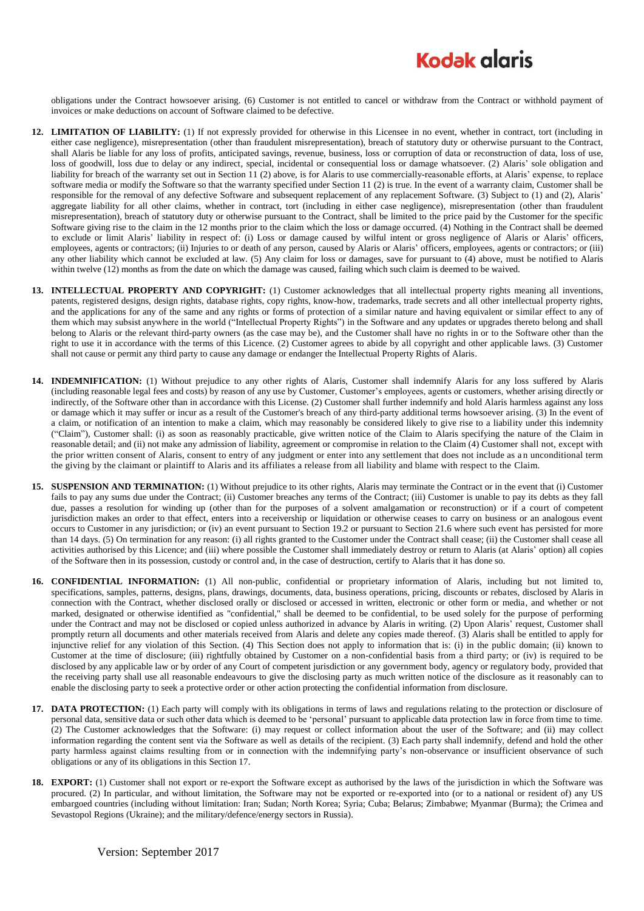obligations under the Contract howsoever arising. (6) Customer is not entitled to cancel or withdraw from the Contract or withhold payment of invoices or make deductions on account of Software claimed to be defective.

12. **LIMITATION OF LIABILITY:** (1) If not expressly provided for otherwise in this Licensee in no event, whether in contract, tort (including in either case negligence), misrepresentation (other than fraudulent misrepresentation), breach of statutory duty or otherwise pursuant to the Contract, shall Alaris be liable for any loss of profits, anticipated savings, revenue, business, loss or corruption of data or reconstruction of data, loss of use, loss of goodwill, loss due to delay or any indirect, special, incidental or consequential loss or damage whatsoever. (2) Alaris' sole obligation and liability for breach of the warranty set out in Section 11 (2) above, is for Alaris to use commercially-reasonable efforts, at Alaris' expense, to replace software media or modify the Software so that the warranty specified under Section 11 (2) is true. In the event of a warranty claim, Customer shall be responsible for the removal of any defective Software and subsequent replacement of any replacement Software. (3) Subject to (1) and (2), Alaris' aggregate liability for all other claims, whether in contract, tort (including in either case negligence), misrepresentation (other than fraudulent misrepresentation), breach of statutory duty or otherwise pursuant to the Contract, shall be limited to the price paid by the Customer for the specific Software giving rise to the claim in the 12 months prior to the claim which the loss or damage occurred. (4) Nothing in the Contract shall be deemed to exclude or limit Alaris' liability in respect of: (i) Loss or damage caused by wilful intent or gross negligence of Alaris or Alaris' officers, employees, agents or contractors; (ii) Injuries to or death of any person, caused by Alaris or Alaris' officers, employees, agents or contractors; or (iii) any other liability which cannot be excluded at law. (5) Any claim for loss or damages, save for pursuant to (4) above, must be notified to Alaris within twelve (12) months as from the date on which the damage was caused, failing which such claim is deemed to be waived.

13. **INTELLECTUAL PROPERTY AND COPYRIGHT:** (1) Customer acknowledges that all intellectual property rights meaning all inventions, patents, registered designs, design rights, database rights, copy rights, know-how, trademarks, trade secrets and all other intellectual property rights, and the applications for any of the same and any rights or forms of protection of a similar nature and having equivalent or similar effect to any of them which may subsist anywhere in the world ("Intellectual Property Rights") in the Software and any updates or upgrades thereto belong and shall belong to Alaris or the relevant third-party owners (as the case may be), and the Customer shall have no rights in or to the Software other than the right to use it in accordance with the terms of this Licence. (2) Customer agrees to abide by all copyright and other applicable laws. (3) Customer shall not cause or permit any third party to cause any damage or endanger the Intellectual Property Rights of Alaris.

14. **INDEMNIFICATION:** (1) Without prejudice to any other rights of Alaris, Customer shall indemnify Alaris for any loss suffered by Alaris (including reasonable legal fees and costs) by reason of any use by Customer, Customer's employees, agents or customers, whether arising directly or indirectly, of the Software other than in accordance with this License. (2) Customer shall further indemnify and hold Alaris harmless against any loss or damage which it may suffer or incur as a result of the Customer's breach of any third-party additional terms howsoever arising. (3) In the event of a claim, or notification of an intention to make a claim, which may reasonably be considered likely to give rise to a liability under this indemnity ("Claim"), Customer shall: (i) as soon as reasonably practicable, give written notice of the Claim to Alaris specifying the nature of the Claim in reasonable detail; and (ii) not make any admission of liability, agreement or compromise in relation to the Claim (4) Customer shall not, except with the prior written consent of Alaris, consent to entry of any judgment or enter into any settlement that does not include as an unconditional term the giving by the claimant or plaintiff to Alaris and its affiliates a release from all liability and blame with respect to the Claim.

15. **SUSPENSION AND TERMINATION:** (1) Without prejudice to its other rights, Alaris may terminate the Contract or in the event that (i) Customer fails to pay any sums due under the Contract; (ii) Customer breaches any terms of the Contract; (iii) Customer is unable to pay its debts as they fall due, passes a resolution for winding up (other than for the purposes of a solvent amalgamation or reconstruction) or if a court of competent jurisdiction makes an order to that effect, enters into a receivership or liquidation or otherwise ceases to carry on business or an analogous event occurs to Customer in any jurisdiction; or (iv) an event pursuant to Section 19.2 or pursuant to Section 21.6 where such event has persisted for more than 14 days. (5) On termination for any reason: (i) all rights granted to the Customer under the Contract shall cease; (ii) the Customer shall cease all activities authorised by this Licence; and (iii) where possible the Customer shall immediately destroy or return to Alaris (at Alaris' option) all copies of the Software then in its possession, custody or control and, in the case of destruction, certify to Alaris that it has done so.

16. **CONFIDENTIAL INFORMATION:** (1) All non-public, confidential or proprietary information of Alaris, including but not limited to, specifications, samples, patterns, designs, plans, drawings, documents, data, business operations, pricing, discounts or rebates, disclosed by Alaris in connection with the Contract, whether disclosed orally or disclosed or accessed in written, electronic or other form or media, and whether or not marked, designated or otherwise identified as "confidential," shall be deemed to be confidential, to be used solely for the purpose of performing under the Contract and may not be disclosed or copied unless authorized in advance by Alaris in writing. (2) Upon Alaris' request, Customer shall promptly return all documents and other materials received from Alaris and delete any copies made thereof. (3) Alaris shall be entitled to apply for injunctive relief for any violation of this Section. (4) This Section does not apply to information that is: (i) in the public domain; (ii) known to Customer at the time of disclosure; (iii) rightfully obtained by Customer on a non-confidential basis from a third party; or (iv) is required to be disclosed by any applicable law or by order of any Court of competent jurisdiction or any government body, agency or regulatory body, provided that the receiving party shall use all reasonable endeavours to give the disclosing party as much written notice of the disclosure as it reasonably can to enable the disclosing party to seek a protective order or other action protecting the confidential information from disclosure.

17. **DATA PROTECTION:** (1) Each party will comply with its obligations in terms of laws and regulations relating to the protection or disclosure of personal data, sensitive data or such other data which is deemed to be 'personal' pursuant to applicable data protection law in force from time to time. (2) The Customer acknowledges that the Software: (i) may request or collect information about the user of the Software; and (ii) may collect information regarding the content sent via the Software as well as details of the recipient. (3) Each party shall indemnify, defend and hold the other party harmless against claims resulting from or in connection with the indemnifying party's non-observance or insufficient observance of such obligations or any of its obligations in this Section 17.

18. **EXPORT:** (1) Customer shall not export or re-export the Software except as authorised by the laws of the jurisdiction in which the Software was procured. (2) In particular, and without limitation, the Software may not be exported or re-exported into (or to a national or resident of) any US embargoed countries (including without limitation: Iran; Sudan; North Korea; Syria; Cuba; Belarus; Zimbabwe; Myanmar (Burma); the Crimea and Sevastopol Regions (Ukraine); and the military/defence/energy sectors in Russia).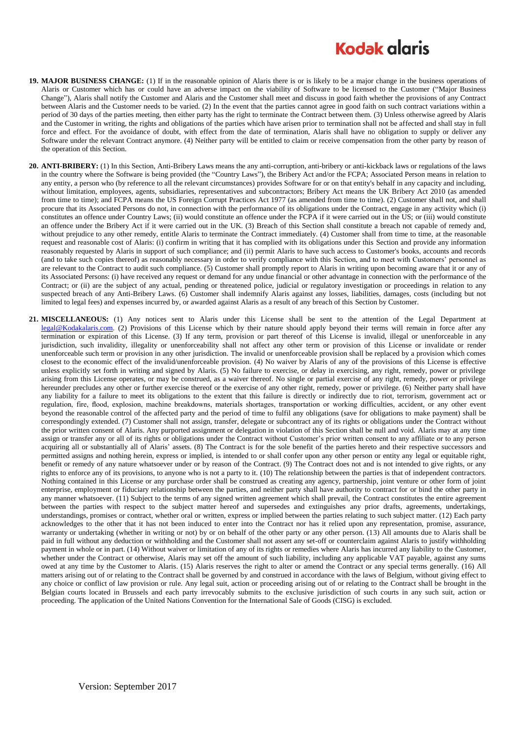19. **MAJOR BUSINESS CHANGE:** (1) If in the reasonable opinion of Alaris there is or is likely to be a major change in the business operations of Alaris or Customer which has or could have an adverse impact on the viability of Software to be licensed to the Customer ("Major Business Change"), Alaris shall notify the Customer and Alaris and the Customer shall meet and discuss in good faith whether the provisions of any Contract between Alaris and the Customer needs to be varied. (2) In the event that the parties cannot agree in good faith on such contract variations within a period of 30 days of the parties meeting, then either party has the right to terminate the Contract between them. (3) Unless otherwise agreed by Alaris and the Customer in writing, the rights and obligations of the parties which have arisen prior to termination shall not be affected and shall stay in full force and effect. For the avoidance of doubt, with effect from the date of termination, Alaris shall have no obligation to supply or deliver any Software under the relevant Contract anymore. (4) Neither party will be entitled to claim or receive compensation from the other party by reason of the operation of this Section.

20. **ANTI-BRIBERY:** (1) In this Section, Anti-Bribery Laws means the any anti-corruption, anti-bribery or anti-kickback laws or regulations of the laws in the country where the Software is being provided (the "Country Laws"), the Bribery Act and/or the FCPA; Associated Person means in relation to any entity, a person who (by reference to all the relevant circumstances) provides Software for or on that entity's behalf in any capacity and including, without limitation, employees, agents, subsidiaries, representatives and subcontractors; Bribery Act means the UK Bribery Act 2010 (as amended from time to time); and FCPA means the US Foreign Corrupt Practices Act 1977 (as amended from time to time). (2) Customer shall not, and shall procure that its Associated Persons do not, in connection with the performance of its obligations under the Contract, engage in any activity which (i) constitutes an offence under Country Laws; (ii) would constitute an offence under the FCPA if it were carried out in the US; or (iii) would constitute an offence under the Bribery Act if it were carried out in the UK. (3) Breach of this Section shall constitute a breach not capable of remedy and, without prejudice to any other remedy, entitle Alaris to terminate the Contract immediately. (4) Customer shall from time to time, at the reasonable request and reasonable cost of Alaris: (i) confirm in writing that it has complied with its obligations under this Section and provide any information reasonably requested by Alaris in support of such compliance; and (ii) permit Alaris to have such access to Customer's books, accounts and records (and to take such copies thereof) as reasonably necessary in order to verify compliance with this Section, and to meet with Customers' personnel as are relevant to the Contract to audit such compliance. (5) Customer shall promptly report to Alaris in writing upon becoming aware that it or any of its Associated Persons: (i) have received any request or demand for any undue financial or other advantage in connection with the performance of the Contract; or (ii) are the subject of any actual, pending or threatened police, judicial or regulatory investigation or proceedings in relation to any suspected breach of any Anti-Bribery Laws. (6) Customer shall indemnify Alaris against any losses, liabilities, damages, costs (including but not limited to legal fees) and expenses incurred by, or awarded against Alaris as a result of any breach of this Section by Customer.

21. **MISCELLANEOUS:** (1) Any notices sent to Alaris under this License shall be sent to the attention of the Legal Department at legal@Kodakalaris.com. (2) Provisions of this License which by their nature should apply beyond their terms will remain in force after any termination or expiration of this License. (3) If any term, provision or part thereof of this License is invalid, illegal or unenforceable in any jurisdiction, such invalidity, illegality or unenforceability shall not affect any other term or provision of this License or invalidate or render unenforceable such term or provision in any other jurisdiction. The invalid or unenforceable provision shall be replaced by a provision which comes closest to the economic effect of the invalid/unenforceable provision. (4) No waiver by Alaris of any of the provisions of this License is effective unless explicitly set forth in writing and signed by Alaris. (5) No failure to exercise, or delay in exercising, any right, remedy, power or privilege arising from this License operates, or may be construed, as a waiver thereof. No single or partial exercise of any right, remedy, power or privilege hereunder precludes any other or further exercise thereof or the exercise of any other right, remedy, power or privilege. (6) Neither party shall have any liability for a failure to meet its obligations to the extent that this failure is directly or indirectly due to riot, terrorism, government act or regulation, fire, flood, explosion, machine breakdowns, materials shortages, transportation or working difficulties, accident, or any other event beyond the reasonable control of the affected party and the period of time to fulfil any obligations (save for obligations to make payment) shall be correspondingly extended. (7) Customer shall not assign, transfer, delegate or subcontract any of its rights or obligations under the Contract without the prior written consent of Alaris. Any purported assignment or delegation in violation of this Section shall be null and void. Alaris may at any time assign or transfer any or all of its rights or obligations under the Contract without Customer's prior written consent to any affiliate or to any person acquiring all or substantially all of Alaris' assets. (8) The Contract is for the sole benefit of the parties hereto and their respective successors and permitted assigns and nothing herein, express or implied, is intended to or shall confer upon any other person or entity any legal or equitable right, benefit or remedy of any nature whatsoever under or by reason of the Contract. (9) The Contract does not and is not intended to give rights, or any rights to enforce any of its provisions, to anyone who is not a party to it. (10) The relationship between the parties is that of independent contractors. Nothing contained in this License or any purchase order shall be construed as creating any agency, partnership, joint venture or other form of joint enterprise, employment or fiduciary relationship between the parties, and neither party shall have authority to contract for or bind the other party in any manner whatsoever. (11) Subject to the terms of any signed written agreement which shall prevail, the Contract constitutes the entire agreement between the parties with respect to the subject matter hereof and supersedes and extinguishes any prior drafts, agreements, undertakings, understandings, promises or contract, whether oral or written, express or implied between the parties relating to such subject matter. (12) Each party acknowledges to the other that it has not been induced to enter into the Contract nor has it relied upon any representation, promise, assurance, warranty or undertaking (whether in writing or not) by or on behalf of the other party or any other person. (13) All amounts due to Alaris shall be paid in full without any deduction or withholding and the Customer shall not assert any set-off or counterclaim against Alaris to justify withholding payment in whole or in part. (14) Without waiver or limitation of any of its rights or remedies where Alaris has incurred any liability to the Customer, whether under the Contract or otherwise, Alaris may set off the amount of such liability, including any applicable VAT payable, against any sums owed at any time by the Customer to Alaris. (15) Alaris reserves the right to alter or amend the Contract or any special terms generally. (16) All matters arising out of or relating to the Contract shall be governed by and construed in accordance with the laws of Belgium, without giving effect to any choice or conflict of law provision or rule. Any legal suit, action or proceeding arising out of or relating to the Contract shall be brought in the Belgian courts located in Brussels and each party irrevocably submits to the exclusive jurisdiction of such courts in any such suit, action or proceeding. The application of the United Nations Convention for the International Sale of Goods (CISG) is excluded.

Version: September 2017